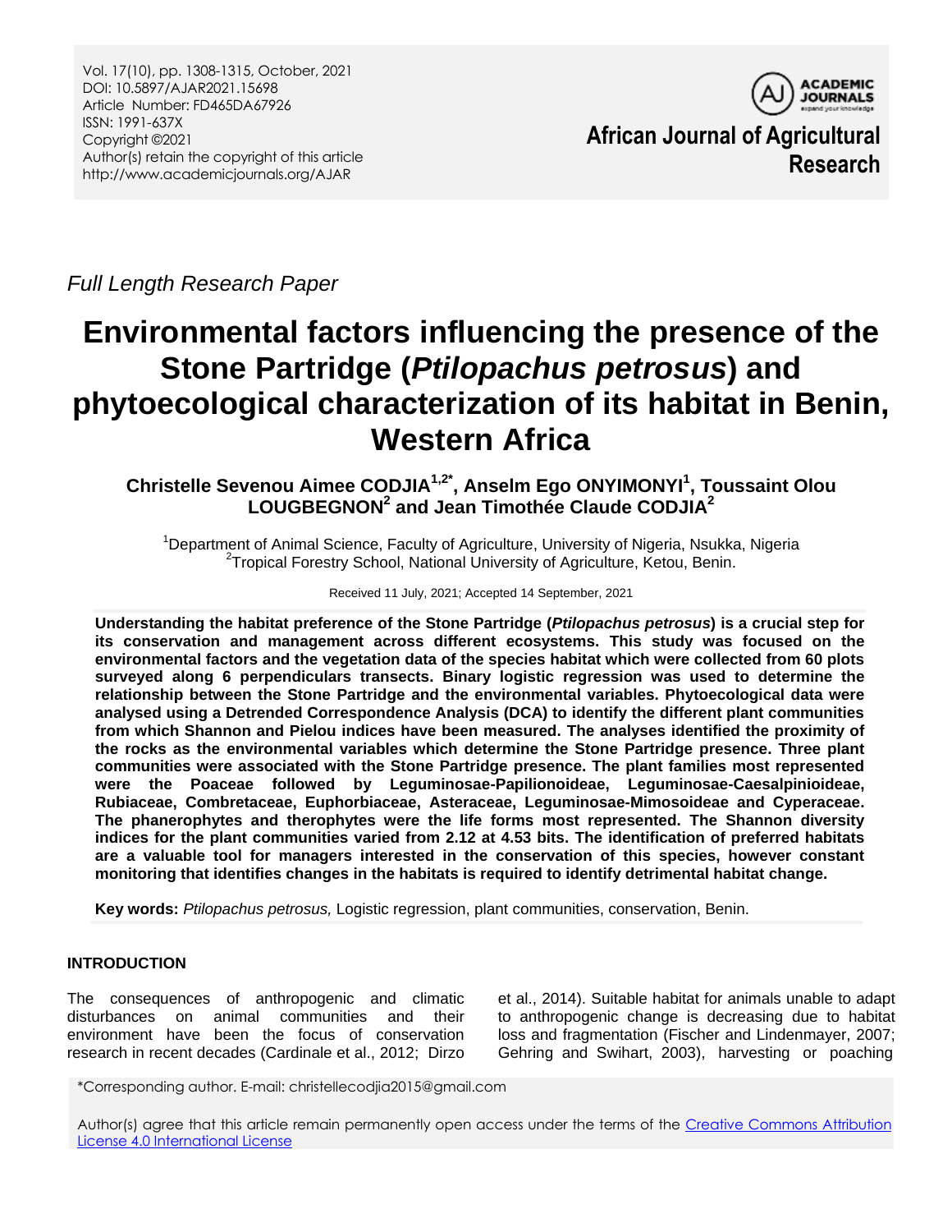Vol. 17(10), pp. 1308-1315, October, 2021
DOI: 10.5897/AJAR2021.15698
Article Number: FD465DA67926
ISSN: 1991-637X
Copyright ©2021
Author(s) retain the copyright of this article
http://www.academicjournals.org/AJAR

**African Journal of Agricultural Research**

*Full Length Research Paper*

# Environmental factors influencing the presence of the Stone Partridge (*Ptilopachus petrosus*) and phytoecological characterization of its habitat in Benin, Western Africa

**Christelle Sevenou Aimee CODJIA[1,2*], Anselm Ego ONYIMONYI[1], Toussaint Olou LOUGBEGNON[2] and Jean Timothée Claude CODJIA[2]**

[1]Department of Animal Science, Faculty of Agriculture, University of Nigeria, Nsukka, Nigeria
[2]Tropical Forestry School, National University of Agriculture, Ketou, Benin.

Received 11 July, 2021; Accepted 14 September, 2021

**Understanding the habitat preference of the Stone Partridge (*Ptilopachus petrosus*) is a crucial step for its conservation and management across different ecosystems. This study was focused on the environmental factors and the vegetation data of the species habitat which were collected from 60 plots surveyed along 6 perpendiculars transects. Binary logistic regression was used to determine the relationship between the Stone Partridge and the environmental variables. Phytoecological data were analysed using a Detrended Correspondence Analysis (DCA) to identify the different plant communities from which Shannon and Pielou indices have been measured. The analyses identified the proximity of the rocks as the environmental variables which determine the Stone Partridge presence. Three plant communities were associated with the Stone Partridge presence. The plant families most represented were the Poaceae followed by Leguminosae-Papilionoideae, Leguminosae-Caesalpinioideae, Rubiaceae, Combretaceae, Euphorbiaceae, Asteraceae, Leguminosae-Mimosoideae and Cyperaceae. The phanerophytes and therophytes were the life forms most represented. The Shannon diversity indices for the plant communities varied from 2.12 at 4.53 bits. The identification of preferred habitats are a valuable tool for managers interested in the conservation of this species, however constant monitoring that identifies changes in the habitats is required to identify detrimental habitat change.**

**Key words:** *Ptilopachus petrosus,* Logistic regression, plant communities, conservation, Benin.

## INTRODUCTION

The consequences of anthropogenic and climatic disturbances on animal communities and their environment have been the focus of conservation research in recent decades (Cardinale et al., 2012; Dirzo et al., 2014). Suitable habitat for animals unable to adapt to anthropogenic change is decreasing due to habitat loss and fragmentation (Fischer and Lindenmayer, 2007; Gehring and Swihart, 2003), harvesting or poaching

*Corresponding author. E-mail: christellecodjia2015@gmail.com

Author(s) agree that this article remain permanently open access under the terms of the Creative Commons Attribution License 4.0 International License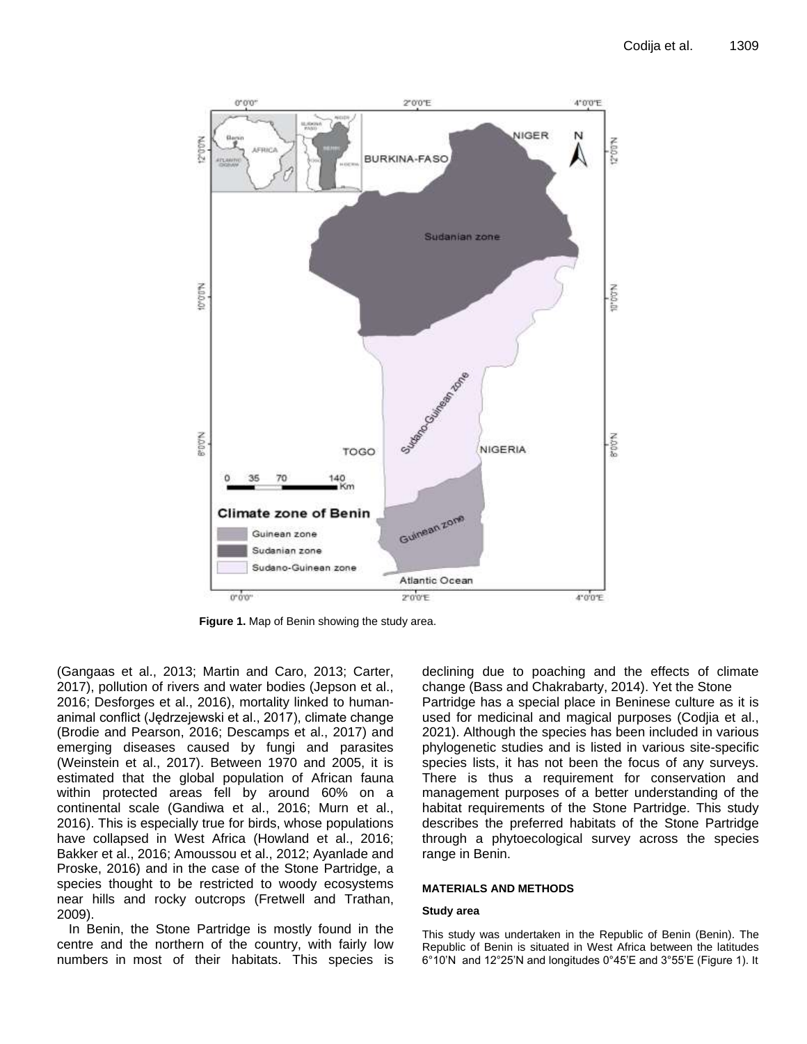Figure 1. Map of Benin showing the study area.

(Gangaas et al., 2013; Martin and Caro, 2013; Carter, 2017), pollution of rivers and water bodies (Jepson et al., 2016; Desforges et al., 2016), mortality linked to human-animal conflict (Jędrzejewski et al., 2017), climate change (Brodie and Pearson, 2016; Descamps et al., 2017) and emerging diseases caused by fungi and parasites (Weinstein et al., 2017). Between 1970 and 2005, it is estimated that the global population of African fauna within protected areas fell by around 60% on a continental scale (Gandiwa et al., 2016; Murn et al., 2016). This is especially true for birds, whose populations have collapsed in West Africa (Howland et al., 2016; Bakker et al., 2016; Amoussou et al., 2012; Ayanlade and Proske, 2016) and in the case of the Stone Partridge, a species thought to be restricted to woody ecosystems near hills and rocky outcrops (Fretwell and Trathan, 2009).

In Benin, the Stone Partridge is mostly found in the centre and the northern of the country, with fairly low numbers in most of their habitats. This species is declining due to poaching and the effects of climate change (Bass and Chakrabarty, 2014). Yet the Stone Partridge has a special place in Beninese culture as it is used for medicinal and magical purposes (Codjia et al., 2021). Although the species has been included in various phylogenetic studies and is listed in various site-specific species lists, it has not been the focus of any surveys. There is thus a requirement for conservation and management purposes of a better understanding of the habitat requirements of the Stone Partridge. This study describes the preferred habitats of the Stone Partridge through a phytoecological survey across the species range in Benin.

## MATERIALS AND METHODS

### Study area

This study was undertaken in the Republic of Benin (Benin). The Republic of Benin is situated in West Africa between the latitudes 6°10'N and 12°25'N and longitudes 0°45'E and 3°55'E (Figure 1). It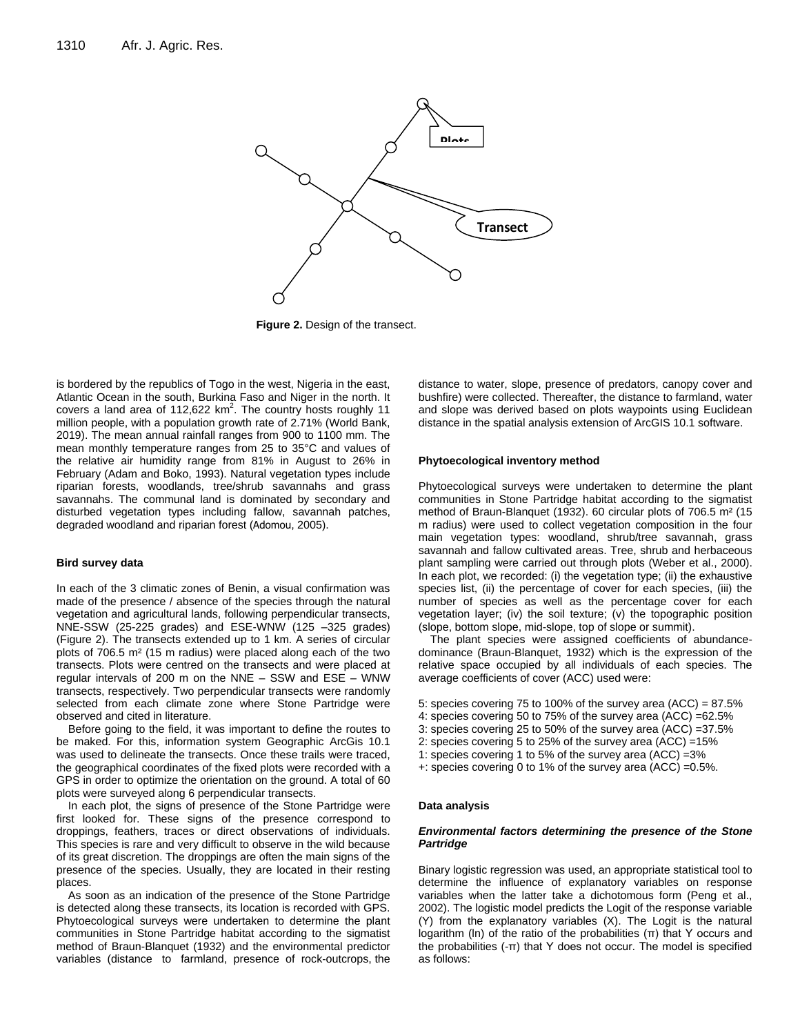Plots

Transect

**Figure 2.** Design of the transect.

is bordered by the republics of Togo in the west, Nigeria in the east, Atlantic Ocean in the south, Burkina Faso and Niger in the north. It covers a land area of 112,622 km$^2$. The country hosts roughly 11 million people, with a population growth rate of 2.71% (World Bank, 2019). The mean annual rainfall ranges from 900 to 1100 mm. The mean monthly temperature ranges from 25 to 35°C and values of the relative air humidity range from 81% in August to 26% in February (Adam and Boko, 1993). Natural vegetation types include riparian forests, woodlands, tree/shrub savannahs and grass savannahs. The communal land is dominated by secondary and disturbed vegetation types including fallow, savannah patches, degraded woodland and riparian forest (Adomou, 2005).

#### Bird survey data

In each of the 3 climatic zones of Benin, a visual confirmation was made of the presence / absence of the species through the natural vegetation and agricultural lands, following perpendicular transects, NNE-SSW (25-225 grades) and ESE-WNW (125 –325 grades) (Figure 2). The transects extended up to 1 km. A series of circular plots of 706.5 m² (15 m radius) were placed along each of the two transects. Plots were centred on the transects and were placed at regular intervals of 200 m on the NNE – SSW and ESE – WNW transects, respectively. Two perpendicular transects were randomly selected from each climate zone where Stone Partridge were observed and cited in literature.

Before going to the field, it was important to define the routes to be maked. For this, information system Geographic ArcGis 10.1 was used to delineate the transects. Once these trails were traced, the geographical coordinates of the fixed plots were recorded with a GPS in order to optimize the orientation on the ground. A total of 60 plots were surveyed along 6 perpendicular transects.

In each plot, the signs of presence of the Stone Partridge were first looked for. These signs of the presence correspond to droppings, feathers, traces or direct observations of individuals. This species is rare and very difficult to observe in the wild because of its great discretion. The droppings are often the main signs of the presence of the species. Usually, they are located in their resting places.

As soon as an indication of the presence of the Stone Partridge is detected along these transects, its location is recorded with GPS. Phytoecological surveys were undertaken to determine the plant communities in Stone Partridge habitat according to the sigmatist method of Braun-Blanquet (1932) and the environmental predictor variables (distance to farmland, presence of rock-outcrops, the distance to water, slope, presence of predators, canopy cover and bushfire) were collected. Thereafter, the distance to farmland, water and slope was derived based on plots waypoints using Euclidean distance in the spatial analysis extension of ArcGIS 10.1 software.

#### Phytoecological inventory method

Phytoecological surveys were undertaken to determine the plant communities in Stone Partridge habitat according to the sigmatist method of Braun-Blanquet (1932). 60 circular plots of 706.5 m² (15 m radius) were used to collect vegetation composition in the four main vegetation types: woodland, shrub/tree savannah, grass savannah and fallow cultivated areas. Tree, shrub and herbaceous plant sampling were carried out through plots (Weber et al., 2000). In each plot, we recorded: (i) the vegetation type; (ii) the exhaustive species list, (ii) the percentage of cover for each species, (iii) the number of species as well as the percentage cover for each vegetation layer; (iv) the soil texture; (v) the topographic position (slope, bottom slope, mid-slope, top of slope or summit).

The plant species were assigned coefficients of abundance-dominance (Braun-Blanquet, 1932) which is the expression of the relative space occupied by all individuals of each species. The average coefficients of cover (ACC) used were:

5: species covering 75 to 100% of the survey area (ACC) = 87.5%
4: species covering 50 to 75% of the survey area (ACC) =62.5%
3: species covering 25 to 50% of the survey area (ACC) =37.5%
2: species covering 5 to 25% of the survey area (ACC) =15%
1: species covering 1 to 5% of the survey area (ACC) =3%
+: species covering 0 to 1% of the survey area (ACC) =0.5%.

#### Data analysis

##### *Environmental factors determining the presence of the Stone Partridge*

Binary logistic regression was used, an appropriate statistical tool to determine the influence of explanatory variables on response variables when the latter take a dichotomous form (Peng et al., 2002). The logistic model predicts the Logit of the response variable (Y) from the explanatory variables (X). The Logit is the natural logarithm (ln) of the ratio of the probabilities (π) that Y occurs and the probabilities (-π) that Y does not occur. The model is specified as follows: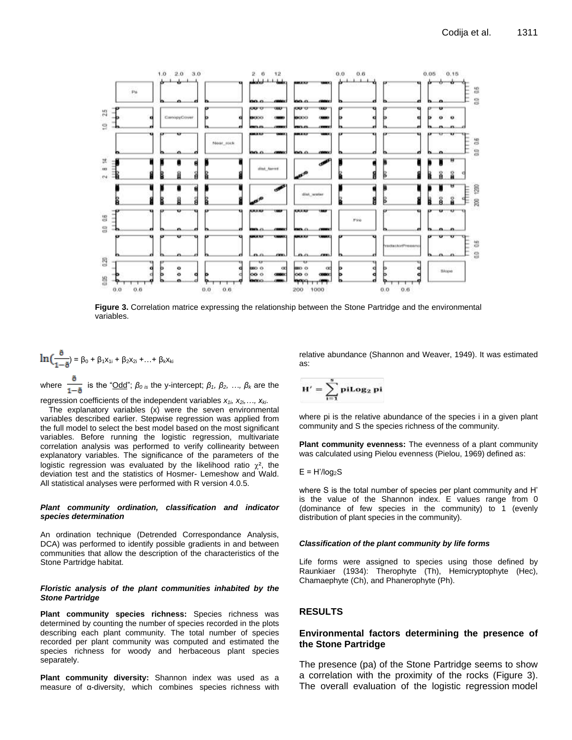Figure 3. Correlation matrice expressing the relationship between the Stone Partridge and the environmental variables.

$$\ln\left(\frac{\delta}{1-\delta}\right) = \beta_0 + \beta_1 x_{1i} + \beta_2 x_{2i} + \ldots + \beta_k x_{ki}$$

where $\frac{\delta}{1-\delta}$ is the "Odd"; $\beta_0$ *is* the y-intercept; $\beta_1, \beta_2, \ldots, \beta_k$ are the regression coefficients of the independent variables $x_{1i}, x_{2i}, \ldots, x_{ki}$.

The explanatory variables (x) were the seven environmental variables described earlier. Stepwise regression was applied from the full model to select the best model based on the most significant variables. Before running the logistic regression, multivariate correlation analysis was performed to verify collinearity between explanatory variables. The significance of the parameters of the logistic regression was evaluated by the likelihood ratio $\chi^2$, the deviation test and the statistics of Hosmer- Lemeshow and Wald. All statistical analyses were performed with R version 4.0.5.

### *Plant community ordination, classification and indicator species determination*

An ordination technique (Detrended Correspondance Analysis, DCA) was performed to identify possible gradients in and between communities that allow the description of the characteristics of the Stone Partridge habitat.

### *Floristic analysis of the plant communities inhabited by the Stone Partridge*

**Plant community species richness:** Species richness was determined by counting the number of species recorded in the plots describing each plant community. The total number of species recorded per plant community was computed and estimated the species richness for woody and herbaceous plant species separately.

**Plant community diversity:** Shannon index was used as a measure of α-diversity, which combines species richness with relative abundance (Shannon and Weaver, 1949). It was estimated as:

$$H' = \sum_{i=1}^{s} pi\text{Log}_2\, pi$$

where pi is the relative abundance of the species i in a given plant community and S the species richness of the community.

**Plant community evenness:** The evenness of a plant community was calculated using Pielou evenness (Pielou, 1969) defined as:

$E = H'/\log_2 S$

where S is the total number of species per plant community and H' is the value of the Shannon index. E values range from 0 (dominance of few species in the community) to 1 (evenly distribution of plant species in the community).

### *Classification of the plant community by life forms*

Life forms were assigned to species using those defined by Raunkiaer (1934): Therophyte (Th), Hemicryptophyte (Hec), Chamaephyte (Ch), and Phanerophyte (Ph).

## RESULTS

### Environmental factors determining the presence of the Stone Partridge

The presence (pa) of the Stone Partridge seems to show a correlation with the proximity of the rocks (Figure 3). The overall evaluation of the logistic regression model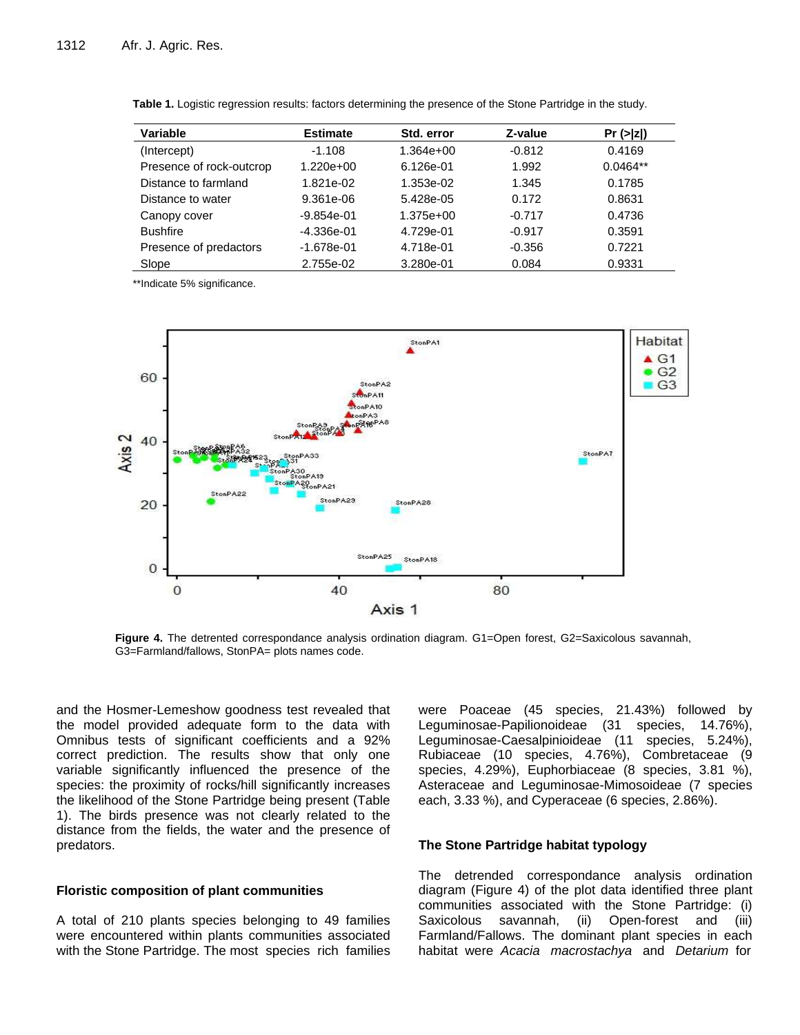**Table 1.** Logistic regression results: factors determining the presence of the Stone Partridge in the study.

| Variable | Estimate | Std. error | Z-value | Pr (>\|z\|) |
|---|---|---|---|---|
| (Intercept) | -1.108 | 1.364e+00 | -0.812 | 0.4169 |
| Presence of rock-outcrop | 1.220e+00 | 6.126e-01 | 1.992 | 0.0464** |
| Distance to farmland | 1.821e-02 | 1.353e-02 | 1.345 | 0.1785 |
| Distance to water | 9.361e-06 | 5.428e-05 | 0.172 | 0.8631 |
| Canopy cover | -9.854e-01 | 1.375e+00 | -0.717 | 0.4736 |
| Bushfire | -4.336e-01 | 4.729e-01 | -0.917 | 0.3591 |
| Presence of predactors | -1.678e-01 | 4.718e-01 | -0.356 | 0.7221 |
| Slope | 2.755e-02 | 3.280e-01 | 0.084 | 0.9331 |

**Indicate 5% significance.

**Figure 4.** The detrented correspondance analysis ordination diagram. G1=Open forest, G2=Saxicolous savannah, G3=Farmland/fallows, StonPA= plots names code.

and the Hosmer-Lemeshow goodness test revealed that the model provided adequate form to the data with Omnibus tests of significant coefficients and a 92% correct prediction. The results show that only one variable significantly influenced the presence of the species: the proximity of rocks/hill significantly increases the likelihood of the Stone Partridge being present (Table 1). The birds presence was not clearly related to the distance from the fields, the water and the presence of predators.

### Floristic composition of plant communities

A total of 210 plants species belonging to 49 families were encountered within plants communities associated with the Stone Partridge. The most species rich families were Poaceae (45 species, 21.43%) followed by Leguminosae-Papilionoideae (31 species, 14.76%), Leguminosae-Caesalpinioideae (11 species, 5.24%), Rubiaceae (10 species, 4.76%), Combretaceae (9 species, 4.29%), Euphorbiaceae (8 species, 3.81 %), Asteraceae and Leguminosae-Mimosoideae (7 species each, 3.33 %), and Cyperaceae (6 species, 2.86%).

### The Stone Partridge habitat typology

The detrended correspondance analysis ordination diagram (Figure 4) of the plot data identified three plant communities associated with the Stone Partridge: (i) Saxicolous savannah, (ii) Open-forest and (iii) Farmland/Fallows. The dominant plant species in each habitat were *Acacia macrostachya* and *Detarium* for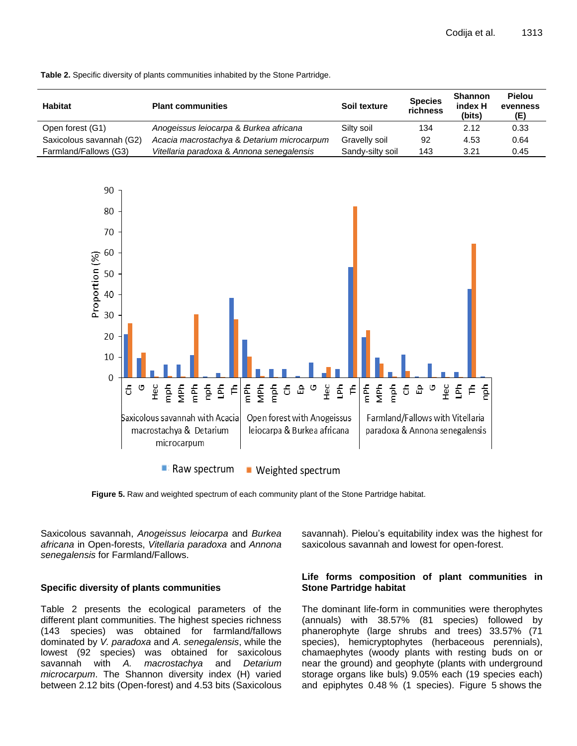**Table 2.** Specific diversity of plants communities inhabited by the Stone Partridge.

| Habitat | Plant communities | Soil texture | Species richness | Shannon index H (bits) | Pielou evenness (E) |
|---|---|---|---|---|---|
| Open forest (G1) | *Anogeissus leiocarpa & Burkea africana* | Silty soil | 134 | 2.12 | 0.33 |
| Saxicolous savannah (G2) | *Acacia macrostachya & Detarium microcarpum* | Gravelly soil | 92 | 4.53 | 0.64 |
| Farmland/Fallows (G3) | *Vitellaria paradoxa & Annona senegalensis* | Sandy-silty soil | 143 | 3.21 | 0.45 |

**Figure 5.** Raw and weighted spectrum of each community plant of the Stone Partridge habitat.

Saxicolous savannah, *Anogeissus leiocarpa* and *Burkea africana* in Open-forests, *Vitellaria paradoxa* and *Annona senegalensis* for Farmland/Fallows.

### Specific diversity of plants communities

Table 2 presents the ecological parameters of the different plant communities. The highest species richness (143 species) was obtained for farmland/fallows dominated by *V. paradoxa* and *A. senegalensis*, while the lowest (92 species) was obtained for saxicolous savannah with *A. macrostachya* and *Detarium microcarpum*. The Shannon diversity index (H) varied between 2.12 bits (Open-forest) and 4.53 bits (Saxicolous savannah). Pielou's equitability index was the highest for saxicolous savannah and lowest for open-forest.

### Life forms composition of plant communities in Stone Partridge habitat

The dominant life-form in communities were therophytes (annuals) with 38.57% (81 species) followed by phanerophyte (large shrubs and trees) 33.57% (71 species), hemicryptophytes (herbaceous perennials), chamaephytes (woody plants with resting buds on or near the ground) and geophyte (plants with underground storage organs like buls) 9.05% each (19 species each) and epiphytes 0.48 % (1 species). Figure 5 shows the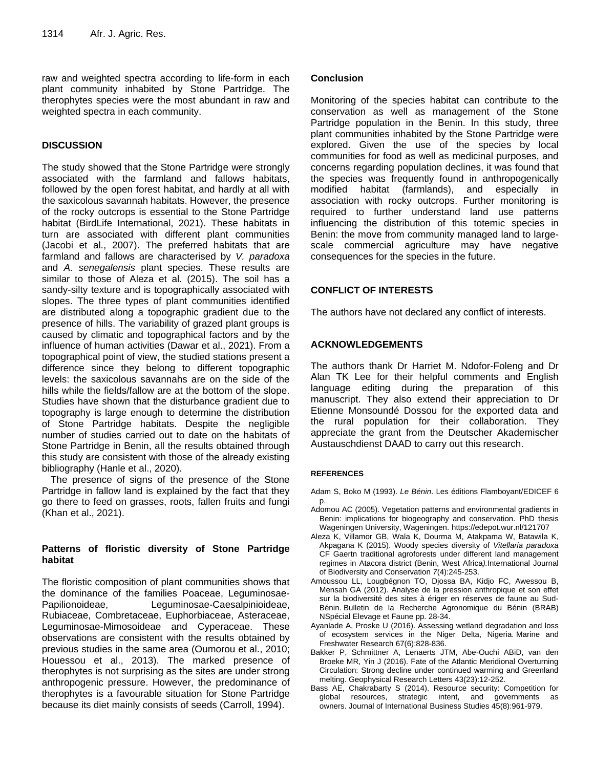raw and weighted spectra according to life-form in each plant community inhabited by Stone Partridge. The therophytes species were the most abundant in raw and weighted spectra in each community.

## DISCUSSION

The study showed that the Stone Partridge were strongly associated with the farmland and fallows habitats, followed by the open forest habitat, and hardly at all with the saxicolous savannah habitats. However, the presence of the rocky outcrops is essential to the Stone Partridge habitat (BirdLife International, 2021). These habitats in turn are associated with different plant communities (Jacobi et al., 2007). The preferred habitats that are farmland and fallows are characterised by *V. paradoxa* and *A. senegalensis* plant species. These results are similar to those of Aleza et al. (2015). The soil has a sandy-silty texture and is topographically associated with slopes. The three types of plant communities identified are distributed along a topographic gradient due to the presence of hills. The variability of grazed plant groups is caused by climatic and topographical factors and by the influence of human activities (Dawar et al., 2021). From a topographical point of view, the studied stations present a difference since they belong to different topographic levels: the saxicolous savannahs are on the side of the hills while the fields/fallow are at the bottom of the slope. Studies have shown that the disturbance gradient due to topography is large enough to determine the distribution of Stone Partridge habitats. Despite the negligible number of studies carried out to date on the habitats of Stone Partridge in Benin, all the results obtained through this study are consistent with those of the already existing bibliography (Hanle et al., 2020).

The presence of signs of the presence of the Stone Partridge in fallow land is explained by the fact that they go there to feed on grasses, roots, fallen fruits and fungi (Khan et al., 2021).

### Patterns of floristic diversity of Stone Partridge habitat

The floristic composition of plant communities shows that the dominance of the families Poaceae, Leguminosae-Papilionoideae, Leguminosae-Caesalpinioideae, Rubiaceae, Combretaceae, Euphorbiaceae, Asteraceae, Leguminosae-Mimosoideae and Cyperaceae. These observations are consistent with the results obtained by previous studies in the same area (Oumorou et al., 2010; Houessou et al., 2013). The marked presence of therophytes is not surprising as the sites are under strong anthropogenic pressure. However, the predominance of therophytes is a favourable situation for Stone Partridge because its diet mainly consists of seeds (Carroll, 1994).

## Conclusion

Monitoring of the species habitat can contribute to the conservation as well as management of the Stone Partridge population in the Benin. In this study, three plant communities inhabited by the Stone Partridge were explored. Given the use of the species by local communities for food as well as medicinal purposes, and concerns regarding population declines, it was found that the species was frequently found in anthropogenically modified habitat (farmlands), and especially in association with rocky outcrops. Further monitoring is required to further understand land use patterns influencing the distribution of this totemic species in Benin: the move from community managed land to large-scale commercial agriculture may have negative consequences for the species in the future.

## CONFLICT OF INTERESTS

The authors have not declared any conflict of interests.

## ACKNOWLEDGEMENTS

The authors thank Dr Harriet M. Ndofor-Foleng and Dr Alan TK Lee for their helpful comments and English language editing during the preparation of this manuscript. They also extend their appreciation to Dr Etienne Monsoundé Dossou for the exported data and the rural population for their collaboration. They appreciate the grant from the Deutscher Akademischer Austauschdienst DAAD to carry out this research.

## REFERENCES

Adam S, Boko M (1993). *Le Bénin*. Les éditions Flamboyant/EDICEF 6 p.

Adomou AC (2005). Vegetation patterns and environmental gradients in Benin: implications for biogeography and conservation. PhD thesis Wageningen University, Wageningen. https://edepot.wur.nl/121707

Aleza K, Villamor GB, Wala K, Dourma M, Atakpama W, Batawila K, Akpagana K (2015). Woody species diversity of *Vitellaria paradoxa* CF Gaertn traditional agroforests under different land management regimes in Atacora district (Benin, West Africa). International Journal of Biodiversity and Conservation 7(4):245-253.

Amoussou LL, Lougbégnon TO, Djossa BA, Kidjo FC, Awessou B, Mensah GA (2012). Analyse de la pression anthropique et son effet sur la biodiversité des sites à ériger en réserves de faune au Sud-Bénin. Bulletin de la Recherche Agronomique du Bénin (BRAB) NSpécial Elevage et Faune pp. 28-34.

Ayanlade A, Proske U (2016). Assessing wetland degradation and loss of ecosystem services in the Niger Delta, Nigeria. Marine and Freshwater Research 67(6):828-836.

Bakker P, Schmittner A, Lenaerts JTM, Abe-Ouchi ABiD, van den Broeke MR, Yin J (2016). Fate of the Atlantic Meridional Overturning Circulation: Strong decline under continued warming and Greenland melting. Geophysical Research Letters 43(23):12-252.

Bass AE, Chakrabarty S (2014). Resource security: Competition for global resources, strategic intent, and governments as owners. Journal of International Business Studies 45(8):961-979.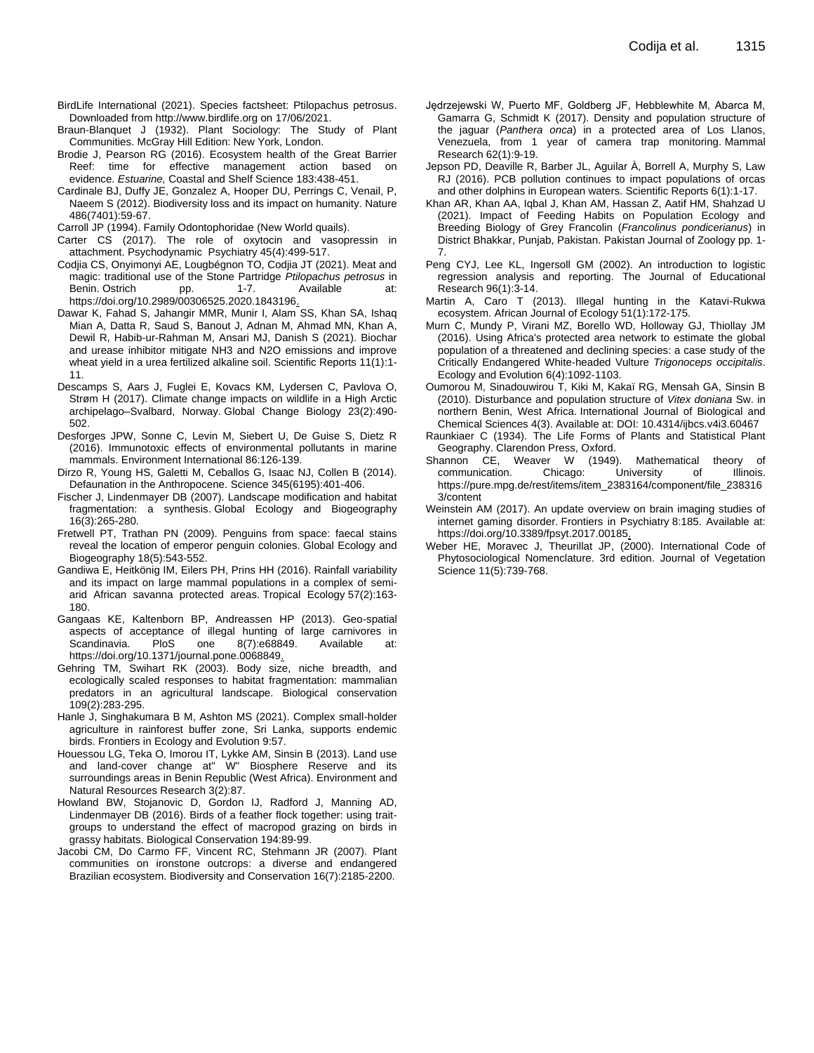BirdLife International (2021). Species factsheet: Ptilopachus petrosus. Downloaded from http://www.birdlife.org on 17/06/2021.

Braun-Blanquet J (1932). Plant Sociology: The Study of Plant Communities. McGray Hill Edition: New York, London.

Brodie J, Pearson RG (2016). Ecosystem health of the Great Barrier Reef: time for effective management action based on evidence. *Estuarine,* Coastal and Shelf Science 183:438-451.

Cardinale BJ, Duffy JE, Gonzalez A, Hooper DU, Perrings C, Venail, P, Naeem S (2012). Biodiversity loss and its impact on humanity. Nature 486(7401):59-67.

Carroll JP (1994). Family Odontophoridae (New World quails).

Carter CS (2017). The role of oxytocin and vasopressin in attachment. Psychodynamic Psychiatry 45(4):499-517.

Codjia CS, Onyimonyi AE, Lougbégnon TO, Codjia JT (2021). Meat and magic: traditional use of the Stone Partridge *Ptilopachus petrosus* in Benin. Ostrich pp. 1-7. Available at: https://doi.org/10.2989/00306525.2020.1843196.

Dawar K, Fahad S, Jahangir MMR, Munir I, Alam SS, Khan SA, Ishaq Mian A, Datta R, Saud S, Banout J, Adnan M, Ahmad MN, Khan A, Dewil R, Habib-ur-Rahman M, Ansari MJ, Danish S (2021). Biochar and urease inhibitor mitigate NH3 and N2O emissions and improve wheat yield in a urea fertilized alkaline soil. Scientific Reports 11(1):1-11.

Descamps S, Aars J, Fuglei E, Kovacs KM, Lydersen C, Pavlova O, Strøm H (2017). Climate change impacts on wildlife in a High Arctic archipelago–Svalbard, Norway. Global Change Biology 23(2):490-502.

Desforges JPW, Sonne C, Levin M, Siebert U, De Guise S, Dietz R (2016). Immunotoxic effects of environmental pollutants in marine mammals. Environment International 86:126-139.

Dirzo R, Young HS, Galetti M, Ceballos G, Isaac NJ, Collen B (2014). Defaunation in the Anthropocene. Science 345(6195):401-406.

Fischer J, Lindenmayer DB (2007). Landscape modification and habitat fragmentation: a synthesis. Global Ecology and Biogeography 16(3):265-280.

Fretwell PT, Trathan PN (2009). Penguins from space: faecal stains reveal the location of emperor penguin colonies. Global Ecology and Biogeography 18(5):543-552.

Gandiwa E, Heitkönig IM, Eilers PH, Prins HH (2016). Rainfall variability and its impact on large mammal populations in a complex of semi-arid African savanna protected areas. Tropical Ecology 57(2):163-180.

Gangaas KE, Kaltenborn BP, Andreassen HP (2013). Geo-spatial aspects of acceptance of illegal hunting of large carnivores in Scandinavia. PloS one 8(7):e68849. Available at: https://doi.org/10.1371/journal.pone.0068849.

Gehring TM, Swihart RK (2003). Body size, niche breadth, and ecologically scaled responses to habitat fragmentation: mammalian predators in an agricultural landscape. Biological conservation 109(2):283-295.

Hanle J, Singhakumara B M, Ashton MS (2021). Complex small-holder agriculture in rainforest buffer zone, Sri Lanka, supports endemic birds. Frontiers in Ecology and Evolution 9:57.

Houessou LG, Teka O, Imorou IT, Lykke AM, Sinsin B (2013). Land use and land-cover change at" W" Biosphere Reserve and its surroundings areas in Benin Republic (West Africa). Environment and Natural Resources Research 3(2):87.

Howland BW, Stojanovic D, Gordon IJ, Radford J, Manning AD, Lindenmayer DB (2016). Birds of a feather flock together: using trait-groups to understand the effect of macropod grazing on birds in grassy habitats. Biological Conservation 194:89-99.

Jacobi CM, Do Carmo FF, Vincent RC, Stehmann JR (2007). Plant communities on ironstone outcrops: a diverse and endangered Brazilian ecosystem. Biodiversity and Conservation 16(7):2185-2200.

Jędrzejewski W, Puerto MF, Goldberg JF, Hebblewhite M, Abarca M, Gamarra G, Schmidt K (2017). Density and population structure of the jaguar (*Panthera onca*) in a protected area of Los Llanos, Venezuela, from 1 year of camera trap monitoring. Mammal Research 62(1):9-19.

Jepson PD, Deaville R, Barber JL, Aguilar À, Borrell A, Murphy S, Law RJ (2016). PCB pollution continues to impact populations of orcas and other dolphins in European waters. Scientific Reports 6(1):1-17.

Khan AR, Khan AA, Iqbal J, Khan AM, Hassan Z, Aatif HM, Shahzad U (2021). Impact of Feeding Habits on Population Ecology and Breeding Biology of Grey Francolin (*Francolinus pondicerianus*) in District Bhakkar, Punjab, Pakistan. Pakistan Journal of Zoology pp. 1-7.

Peng CYJ, Lee KL, Ingersoll GM (2002). An introduction to logistic regression analysis and reporting. The Journal of Educational Research 96(1):3-14.

Martin A, Caro T (2013). Illegal hunting in the Katavi-Rukwa ecosystem. African Journal of Ecology 51(1):172-175.

Murn C, Mundy P, Virani MZ, Borello WD, Holloway GJ, Thiollay JM (2016). Using Africa's protected area network to estimate the global population of a threatened and declining species: a case study of the Critically Endangered White-headed Vulture *Trigonoceps occipitalis*. Ecology and Evolution 6(4):1092-1103.

Oumorou M, Sinadouwirou T, Kiki M, Kakaï RG, Mensah GA, Sinsin B (2010). Disturbance and population structure of *Vitex doniana* Sw. in northern Benin, West Africa. International Journal of Biological and Chemical Sciences 4(3). Available at: DOI: 10.4314/ijbcs.v4i3.60467

Raunkiaer C (1934). The Life Forms of Plants and Statistical Plant Geography. Clarendon Press, Oxford.

Shannon CE, Weaver W (1949). Mathematical theory of communication. Chicago: University of Illinois. https://pure.mpg.de/rest/items/item_2383164/component/file_2383163/content

Weinstein AM (2017). An update overview on brain imaging studies of internet gaming disorder. Frontiers in Psychiatry 8:185. Available at: https://doi.org/10.3389/fpsyt.2017.00185.

Weber HE, Moravec J, Theurillat JP, (2000). International Code of Phytosociological Nomenclature. 3rd edition. Journal of Vegetation Science 11(5):739-768.